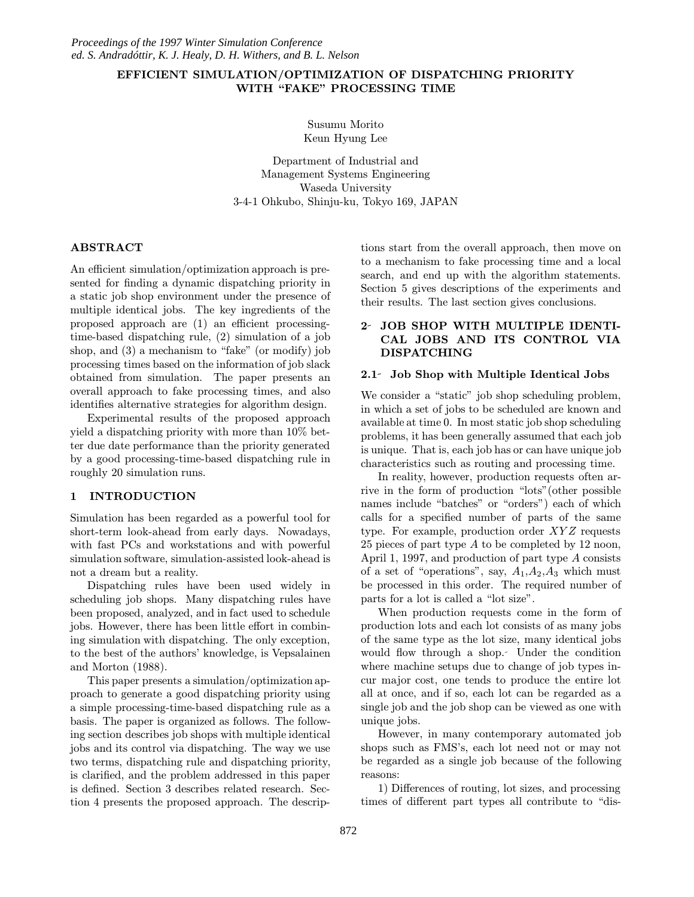# EFFICIENT SIMULATION/OPTIMIZATION OF DISPATCHING PRIORITY WITH "FAKE" PROCESSING TIME

Susumu Morito
Keun Hyung Lee

Department of Industrial and
Management Systems Engineering
Waseda University
3-4-1 Ohkubo, Shinju-ku, Tokyo 169, JAPAN

## ABSTRACT

An efficient simulation/optimization approach is presented for finding a dynamic dispatching priority in a static job shop environment under the presence of multiple identical jobs. The key ingredients of the proposed approach are (1) an efficient processing-time-based dispatching rule, (2) simulation of a job shop, and (3) a mechanism to "fake" (or modify) job processing times based on the information of job slack obtained from simulation. The paper presents an overall approach to fake processing times, and also identifies alternative strategies for algorithm design.

Experimental results of the proposed approach yield a dispatching priority with more than 10% better due date performance than the priority generated by a good processing-time-based dispatching rule in roughly 20 simulation runs.

## 1 INTRODUCTION

Simulation has been regarded as a powerful tool for short-term look-ahead from early days. Nowadays, with fast PCs and workstations and with powerful simulation software, simulation-assisted look-ahead is not a dream but a reality.

Dispatching rules have been used widely in scheduling job shops. Many dispatching rules have been proposed, analyzed, and in fact used to schedule jobs. However, there has been little effort in combining simulation with dispatching. The only exception, to the best of the authors' knowledge, is Vepsalainen and Morton (1988).

This paper presents a simulation/optimization approach to generate a good dispatching priority using a simple processing-time-based dispatching rule as a basis. The paper is organized as follows. The following section describes job shops with multiple identical jobs and its control via dispatching. The way we use two terms, dispatching rule and dispatching priority, is clarified, and the problem addressed in this paper is defined. Section 3 describes related research. Section 4 presents the proposed approach. The descriptions start from the overall approach, then move on to a mechanism to fake processing time and a local search, and end up with the algorithm statements. Section 5 gives descriptions of the experiments and their results. The last section gives conclusions.

## 2 JOB SHOP WITH MULTIPLE IDENTICAL JOBS AND ITS CONTROL VIA DISPATCHING

### 2.1 Job Shop with Multiple Identical Jobs

We consider a "static" job shop scheduling problem, in which a set of jobs to be scheduled are known and available at time 0. In most static job shop scheduling problems, it has been generally assumed that each job is unique. That is, each job has or can have unique job characteristics such as routing and processing time.

In reality, however, production requests often arrive in the form of production "lots"(other possible names include "batches" or "orders") each of which calls for a specified number of parts of the same type. For example, production order $XYZ$ requests 25 pieces of part type $A$ to be completed by 12 noon, April 1, 1997, and production of part type $A$ consists of a set of "operations", say, $A_1$,$A_2$,$A_3$ which must be processed in this order. The required number of parts for a lot is called a "lot size".

When production requests come in the form of production lots and each lot consists of as many jobs of the same type as the lot size, many identical jobs would flow through a shop. Under the condition where machine setups due to change of job types incur major cost, one tends to produce the entire lot all at once, and if so, each lot can be regarded as a single job and the job shop can be viewed as one with unique jobs.

However, in many contemporary automated job shops such as FMS's, each lot need not or may not be regarded as a single job because of the following reasons:

1) Differences of routing, lot sizes, and processing times of different part types all contribute to "dis-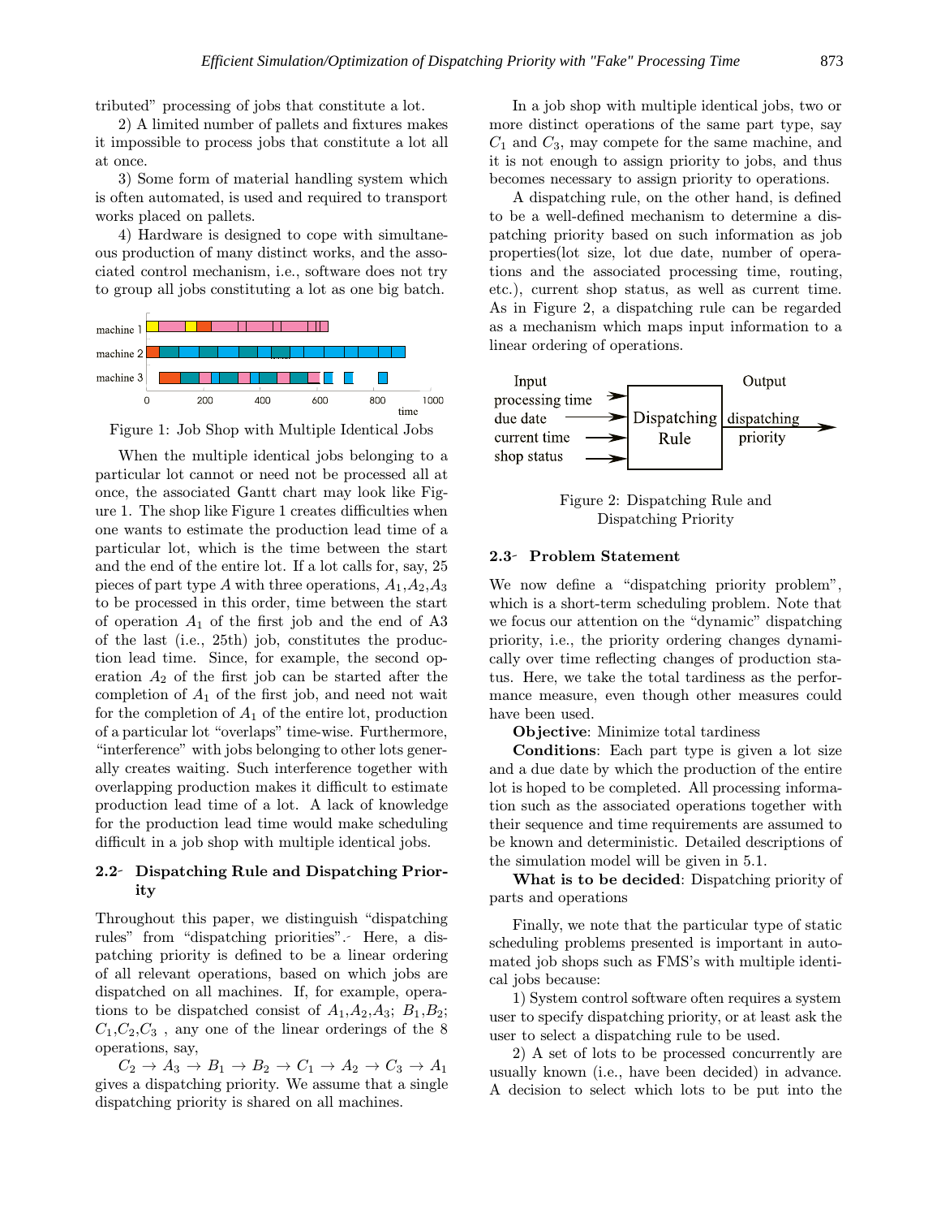tributed" processing of jobs that constitute a lot.

2) A limited number of pallets and fixtures makes it impossible to process jobs that constitute a lot all at once.

3) Some form of material handling system which is often automated, is used and required to transport works placed on pallets.

4) Hardware is designed to cope with simultaneous production of many distinct works, and the associated control mechanism, i.e., software does not try to group all jobs constituting a lot as one big batch.

Figure 1: Job Shop with Multiple Identical Jobs

When the multiple identical jobs belonging to a particular lot cannot or need not be processed all at once, the associated Gantt chart may look like Figure 1. The shop like Figure 1 creates difficulties when one wants to estimate the production lead time of a particular lot, which is the time between the start and the end of the entire lot. If a lot calls for, say, 25 pieces of part type $A$ with three operations, $A_1$,$A_2$,$A_3$ to be processed in this order, time between the start of operation $A_1$ of the first job and the end of A3 of the last (i.e., 25th) job, constitutes the production lead time. Since, for example, the second operation $A_2$ of the first job can be started after the completion of $A_1$ of the first job, and need not wait for the completion of $A_1$ of the entire lot, production of a particular lot "overlaps" time-wise. Furthermore, "interference" with jobs belonging to other lots generally creates waiting. Such interference together with overlapping production makes it difficult to estimate production lead time of a lot. A lack of knowledge for the production lead time would make scheduling difficult in a job shop with multiple identical jobs.

## 2.2 Dispatching Rule and Dispatching Priority

Throughout this paper, we distinguish "dispatching rules" from "dispatching priorities". Here, a dispatching priority is defined to be a linear ordering of all relevant operations, based on which jobs are dispatched on all machines. If, for example, operations to be dispatched consist of $A_1$,$A_2$,$A_3$; $B_1$,$B_2$; $C_1$,$C_2$,$C_3$ , any one of the linear orderings of the 8 operations, say,

$C_2 \to A_3 \to B_1 \to B_2 \to C_1 \to A_2 \to C_3 \to A_1$ gives a dispatching priority. We assume that a single dispatching priority is shared on all machines.

In a job shop with multiple identical jobs, two or more distinct operations of the same part type, say $C_1$ and $C_3$, may compete for the same machine, and it is not enough to assign priority to jobs, and thus becomes necessary to assign priority to operations.

A dispatching rule, on the other hand, is defined to be a well-defined mechanism to determine a dispatching priority based on such information as job properties(lot size, lot due date, number of operations and the associated processing time, routing, etc.), current shop status, as well as current time. As in Figure 2, a dispatching rule can be regarded as a mechanism which maps input information to a linear ordering of operations.

Figure 2: Dispatching Rule and Dispatching Priority

## 2.3 Problem Statement

We now define a "dispatching priority problem", which is a short-term scheduling problem. Note that we focus our attention on the "dynamic" dispatching priority, i.e., the priority ordering changes dynamically over time reflecting changes of production status. Here, we take the total tardiness as the performance measure, even though other measures could have been used.

**Objective**: Minimize total tardiness

**Conditions**: Each part type is given a lot size and a due date by which the production of the entire lot is hoped to be completed. All processing information such as the associated operations together with their sequence and time requirements are assumed to be known and deterministic. Detailed descriptions of the simulation model will be given in 5.1.

**What is to be decided**: Dispatching priority of parts and operations

Finally, we note that the particular type of static scheduling problems presented is important in automated job shops such as FMS's with multiple identical jobs because:

1) System control software often requires a system user to specify dispatching priority, or at least ask the user to select a dispatching rule to be used.

2) A set of lots to be processed concurrently are usually known (i.e., have been decided) in advance. A decision to select which lots to be put into the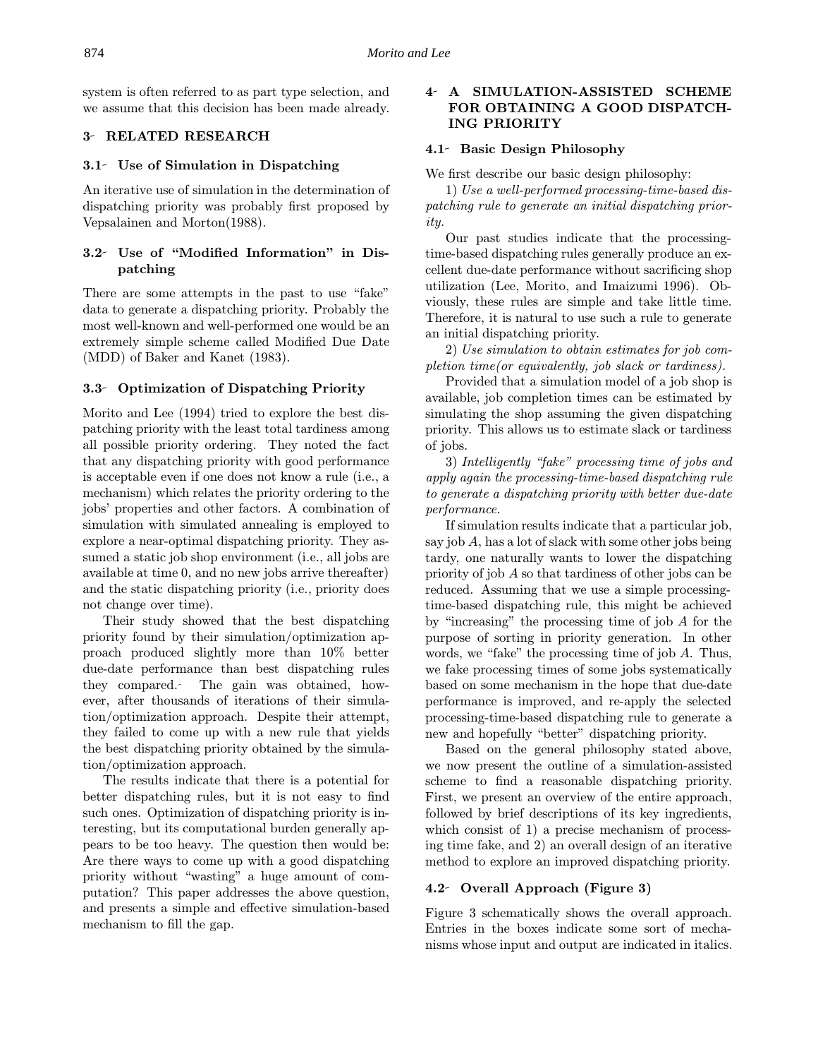system is often referred to as part type selection, and we assume that this decision has been made already.

## 3 RELATED RESEARCH

### 3.1 Use of Simulation in Dispatching

An iterative use of simulation in the determination of dispatching priority was probably first proposed by Vepsalainen and Morton(1988).

### 3.2 Use of "Modified Information" in Dispatching

There are some attempts in the past to use "fake" data to generate a dispatching priority. Probably the most well-known and well-performed one would be an extremely simple scheme called Modified Due Date (MDD) of Baker and Kanet (1983).

### 3.3 Optimization of Dispatching Priority

Morito and Lee (1994) tried to explore the best dispatching priority with the least total tardiness among all possible priority ordering. They noted the fact that any dispatching priority with good performance is acceptable even if one does not know a rule (i.e., a mechanism) which relates the priority ordering to the jobs' properties and other factors. A combination of simulation with simulated annealing is employed to explore a near-optimal dispatching priority. They assumed a static job shop environment (i.e., all jobs are available at time 0, and no new jobs arrive thereafter) and the static dispatching priority (i.e., priority does not change over time).

Their study showed that the best dispatching priority found by their simulation/optimization approach produced slightly more than 10% better due-date performance than best dispatching rules they compared. The gain was obtained, however, after thousands of iterations of their simulation/optimization approach. Despite their attempt, they failed to come up with a new rule that yields the best dispatching priority obtained by the simulation/optimization approach.

The results indicate that there is a potential for better dispatching rules, but it is not easy to find such ones. Optimization of dispatching priority is interesting, but its computational burden generally appears to be too heavy. The question then would be: Are there ways to come up with a good dispatching priority without "wasting" a huge amount of computation? This paper addresses the above question, and presents a simple and effective simulation-based mechanism to fill the gap.

## 4 A SIMULATION-ASSISTED SCHEME FOR OBTAINING A GOOD DISPATCHING PRIORITY

### 4.1 Basic Design Philosophy

We first describe our basic design philosophy:

1) *Use a well-performed processing-time-based dispatching rule to generate an initial dispatching priority.*

Our past studies indicate that the processing-time-based dispatching rules generally produce an excellent due-date performance without sacrificing shop utilization (Lee, Morito, and Imaizumi 1996). Obviously, these rules are simple and take little time. Therefore, it is natural to use such a rule to generate an initial dispatching priority.

2) *Use simulation to obtain estimates for job completion time(or equivalently, job slack or tardiness).*

Provided that a simulation model of a job shop is available, job completion times can be estimated by simulating the shop assuming the given dispatching priority. This allows us to estimate slack or tardiness of jobs.

3) *Intelligently "fake" processing time of jobs and apply again the processing-time-based dispatching rule to generate a dispatching priority with better due-date performance.*

If simulation results indicate that a particular job, say job $A$, has a lot of slack with some other jobs being tardy, one naturally wants to lower the dispatching priority of job $A$ so that tardiness of other jobs can be reduced. Assuming that we use a simple processing-time-based dispatching rule, this might be achieved by "increasing" the processing time of job $A$ for the purpose of sorting in priority generation. In other words, we "fake" the processing time of job $A$. Thus, we fake processing times of some jobs systematically based on some mechanism in the hope that due-date performance is improved, and re-apply the selected processing-time-based dispatching rule to generate a new and hopefully "better" dispatching priority.

Based on the general philosophy stated above, we now present the outline of a simulation-assisted scheme to find a reasonable dispatching priority. First, we present an overview of the entire approach, followed by brief descriptions of its key ingredients, which consist of 1) a precise mechanism of processing time fake, and 2) an overall design of an iterative method to explore an improved dispatching priority.

### 4.2 Overall Approach (Figure 3)

Figure 3 schematically shows the overall approach. Entries in the boxes indicate some sort of mechanisms whose input and output are indicated in italics.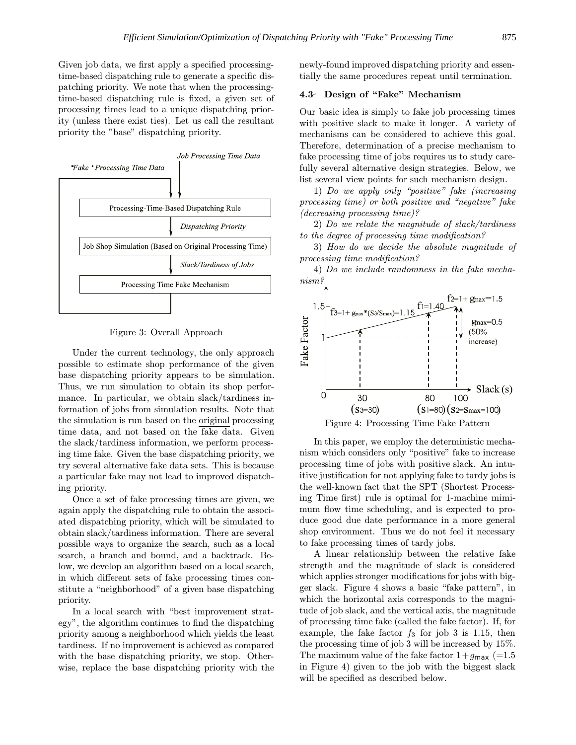Given job data, we first apply a specified processing-time-based dispatching rule to generate a specific dispatching priority. We note that when the processing-time-based dispatching rule is fixed, a given set of processing times lead to a unique dispatching priority (unless there exist ties). Let us call the resultant priority the "base" dispatching priority.

"Fake" Processing Time Data

Job Processing Time Data

Processing-Time-Based Dispatching Rule

Dispatching Priority

Job Shop Simulation (Based on Original Processing Time)

Slack/Tardiness of Jobs

Processing Time Fake Mechanism

Figure 3: Overall Approach

Under the current technology, the only approach possible to estimate shop performance of the given base dispatching priority appears to be simulation. Thus, we run simulation to obtain its shop performance. In particular, we obtain slack/tardiness information of jobs from simulation results. Note that the simulation is run based on the original processing time data, and not based on the fake data. Given the slack/tardiness information, we perform processing time fake. Given the base dispatching priority, we try several alternative fake data sets. This is because a particular fake may not lead to improved dispatching priority.

Once a set of fake processing times are given, we again apply the dispatching rule to obtain the associated dispatching priority, which will be simulated to obtain slack/tardiness information. There are several possible ways to organize the search, such as a local search, a branch and bound, and a backtrack. Below, we develop an algorithm based on a local search, in which different sets of fake processing times constitute a "neighborhood" of a given base dispatching priority.

In a local search with "best improvement strategy", the algorithm continues to find the dispatching priority among a neighborhood which yields the least tardiness. If no improvement is achieved as compared with the base dispatching priority, we stop. Otherwise, replace the base dispatching priority with the newly-found improved dispatching priority and essentially the same procedures repeat until termination.

### 4.3 Design of "Fake" Mechanism

Our basic idea is simply to fake job processing times with positive slack to make it longer. A variety of mechanisms can be considered to achieve this goal. Therefore, determination of a precise mechanism to fake processing time of jobs requires us to study carefully several alternative design strategies. Below, we list several view points for such mechanism design.

1) *Do we apply only "positive" fake (increasing processing time) or both positive and "negative" fake (decreasing processing time)?*

2) *Do we relate the magnitude of slack/tardiness to the degree of processing time modification?*

3) *How do we decide the absolute magnitude of processing time modification?*

4) *Do we include randomness in the fake mechanism?*

Fake Factor

1.5

1

0

$f_3=1+g_{max}*(s_3/s_{max})=1.15$

$f_1=1.40$

$f_2=1+g_{max}=1.5$

$g_{max}=0.5$ (50% increase)

30 80 100

($s_3$=30) ($s_1$=80) ($s_2$=$s_{max}$=100)

Slack (s)

Figure 4: Processing Time Fake Pattern

In this paper, we employ the deterministic mechanism which considers only "positive" fake to increase processing time of jobs with positive slack. An intuitive justification for not applying fake to tardy jobs is the well-known fact that the SPT (Shortest Processing Time first) rule is optimal for 1-machine mimimum flow time scheduling, and is expected to produce good due date performance in a more general shop environment. Thus we do not feel it necessary to fake processing times of tardy jobs.

A linear relationship between the relative fake strength and the magnitude of slack is considered which applies stronger modifications for jobs with bigger slack. Figure 4 shows a basic "fake pattern", in which the horizontal axis corresponds to the magnitude of job slack, and the vertical axis, the magnitude of processing time fake (called the fake factor). If, for example, the fake factor $f_3$ for job 3 is 1.15, then the processing time of job 3 will be increased by 15%. The maximum value of the fake factor $1+g_{max}$ (=1.5 in Figure 4) given to the job with the biggest slack will be specified as described below.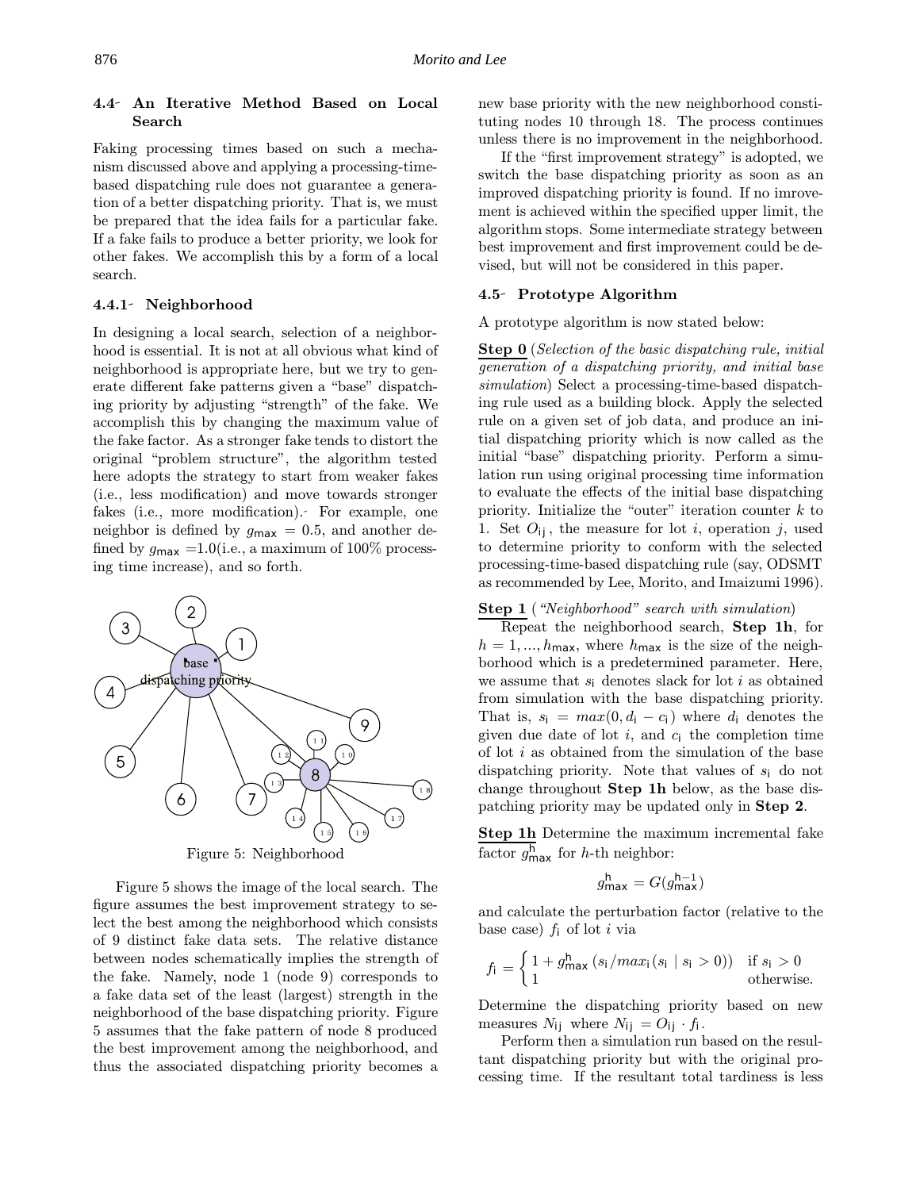### 4.4 An Iterative Method Based on Local Search

Faking processing times based on such a mechanism discussed above and applying a processing-time-based dispatching rule does not guarantee a generation of a better dispatching priority. That is, we must be prepared that the idea fails for a particular fake. If a fake fails to produce a better priority, we look for other fakes. We accomplish this by a form of a local search.

#### 4.4.1 Neighborhood

In designing a local search, selection of a neighborhood is essential. It is not at all obvious what kind of neighborhood is appropriate here, but we try to generate different fake patterns given a "base" dispatching priority by adjusting "strength" of the fake. We accomplish this by changing the maximum value of the fake factor. As a stronger fake tends to distort the original "problem structure", the algorithm tested here adopts the strategy to start from weaker fakes (i.e., less modification) and move towards stronger fakes (i.e., more modification). For example, one neighbor is defined by $g_{max} = 0.5$, and another defined by $g_{max} = 1.0$(i.e., a maximum of 100% processing time increase), and so forth.

Figure 5: Neighborhood

Figure 5 shows the image of the local search. The figure assumes the best improvement strategy to select the best among the neighborhood which consists of 9 distinct fake data sets. The relative distance between nodes schematically implies the strength of the fake. Namely, node 1 (node 9) corresponds to a fake data set of the least (largest) strength in the neighborhood of the base dispatching priority. Figure 5 assumes that the fake pattern of node 8 produced the best improvement among the neighborhood, and thus the associated dispatching priority becomes a new base priority with the new neighborhood constituting nodes 10 through 18. The process continues unless there is no improvement in the neighborhood.

If the "first improvement strategy" is adopted, we switch the base dispatching priority as soon as an improved dispatching priority is found. If no imrovement is achieved within the specified upper limit, the algorithm stops. Some intermediate strategy between best improvement and first improvement could be devised, but will not be considered in this paper.

### 4.5 Prototype Algorithm

A prototype algorithm is now stated below:

**Step 0** (*Selection of the basic dispatching rule, initial generation of a dispatching priority, and initial base simulation*) Select a processing-time-based dispatching rule used as a building block. Apply the selected rule on a given set of job data, and produce an initial dispatching priority which is now called as the initial "base" dispatching priority. Perform a simulation run using original processing time information to evaluate the effects of the initial base dispatching priority. Initialize the "outer" iteration counter $k$ to 1. Set $O_{ij}$, the measure for lot $i$, operation $j$, used to determine priority to conform with the selected processing-time-based dispatching rule (say, ODSMT as recommended by Lee, Morito, and Imaizumi 1996).

**Step 1** (*"Neighborhood" search with simulation*)

Repeat the neighborhood search, **Step 1h**, for $h = 1, ..., h_{max}$, where $h_{max}$ is the size of the neighborhood which is a predetermined parameter. Here, we assume that $s_i$ denotes slack for lot $i$ as obtained from simulation with the base dispatching priority. That is, $s_i = max(0, d_i - c_i)$ where $d_i$ denotes the given due date of lot $i$, and $c_i$ the completion time of lot $i$ as obtained from the simulation of the base dispatching priority. Note that values of $s_i$ do not change throughout **Step 1h** below, as the base dispatching priority may be updated only in **Step 2**.

**Step 1h** Determine the maximum incremental fake factor $g^h_{max}$ for $h$-th neighbor:

$$g^h_{max} = G(g^{h-1}_{max})$$

and calculate the perturbation factor (relative to the base case) $f_i$ of lot $i$ via

$$f_i = \begin{cases} 1 + g^h_{max}\,(s_i/max_i(s_i \mid s_i > 0)) & \text{if } s_i > 0 \\ 1 & \text{otherwise.} \end{cases}$$

Determine the dispatching priority based on new measures $N_{ij}$ where $N_{ij} = O_{ij} \cdot f_i$.

Perform then a simulation run based on the resultant dispatching priority but with the original processing time. If the resultant total tardiness is less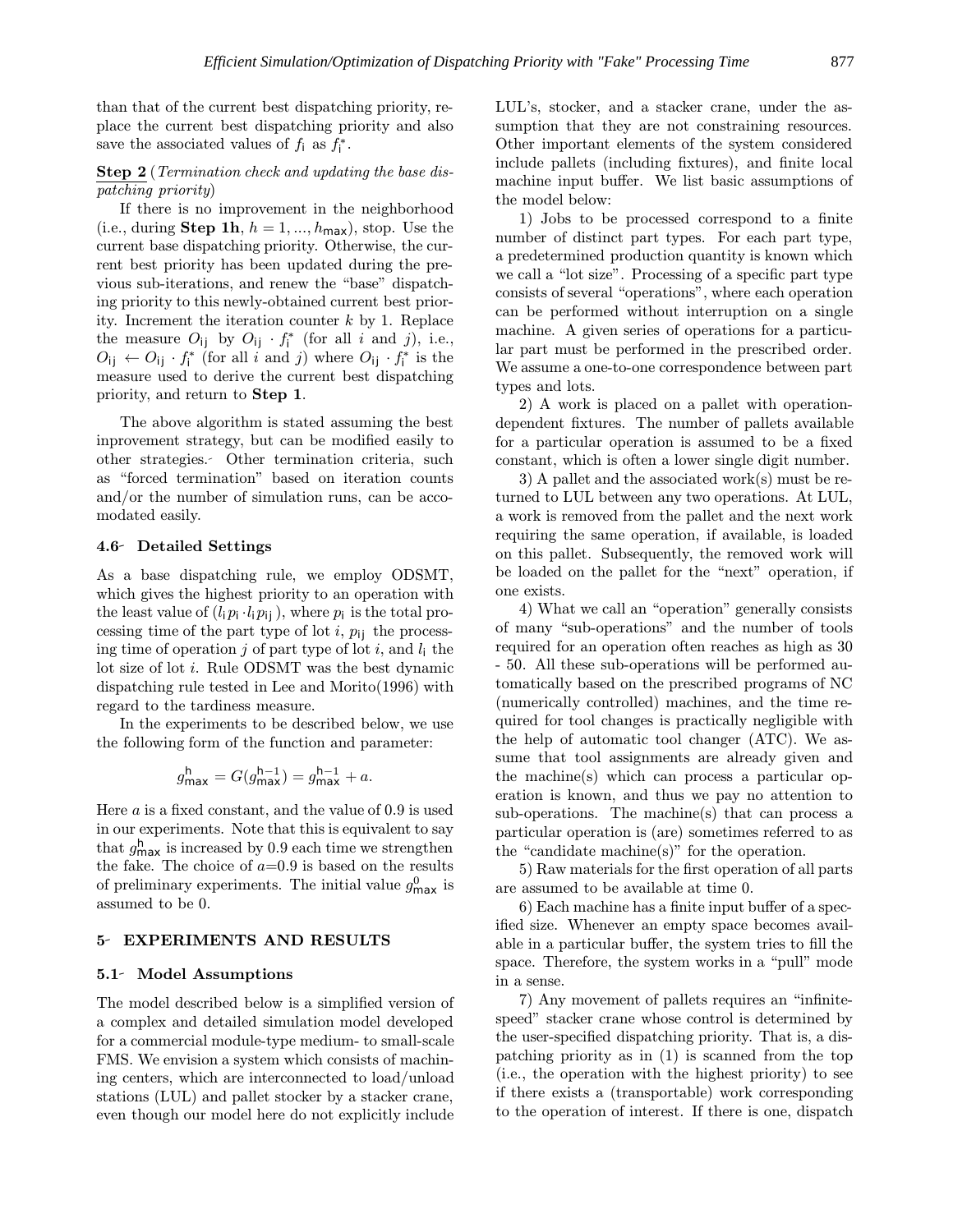than that of the current best dispatching priority, replace the current best dispatching priority and also save the associated values of $f_i$ as $f_i^*$.

**Step 2** (*Termination check and updating the base dispatching priority*)

If there is no improvement in the neighborhood (i.e., during **Step 1h**, $h = 1, ..., h_{max}$), stop. Use the current base dispatching priority. Otherwise, the current best priority has been updated during the previous sub-iterations, and renew the "base" dispatching priority to this newly-obtained current best priority. Increment the iteration counter $k$ by 1. Replace the measure $O_{ij}$ by $O_{ij} \cdot f_i^*$ (for all $i$ and $j$), i.e., $O_{ij} \leftarrow O_{ij} \cdot f_i^*$ (for all $i$ and $j$) where $O_{ij} \cdot f_i^*$ is the measure used to derive the current best dispatching priority, and return to **Step 1**.

The above algorithm is stated assuming the best improvement strategy, but can be modified easily to other strategies. Other termination criteria, such as "forced termination" based on iteration counts and/or the number of simulation runs, can be accomodated easily.

### 4.6 Detailed Settings

As a base dispatching rule, we employ ODSMT, which gives the highest priority to an operation with the least value of $(l_i p_i \cdot l_i p_{ij})$, where $p_i$ is the total processing time of the part type of lot $i$, $p_{ij}$ the processing time of operation $j$ of part type of lot $i$, and $l_i$ the lot size of lot $i$. Rule ODSMT was the best dynamic dispatching rule tested in Lee and Morito(1996) with regard to the tardiness measure.

In the experiments to be described below, we use the following form of the function and parameter:

$$g_{max}^h = G(g_{max}^{h-1}) = g_{max}^{h-1} + a.$$

Here $a$ is a fixed constant, and the value of 0.9 is used in our experiments. Note that this is equivalent to say that $g_{max}^h$ is increased by 0.9 each time we strengthen the fake. The choice of $a$=0.9 is based on the results of preliminary experiments. The initial value $g_{max}^0$ is assumed to be 0.

## 5 EXPERIMENTS AND RESULTS

### 5.1 Model Assumptions

The model described below is a simplified version of a complex and detailed simulation model developed for a commercial module-type medium- to small-scale FMS. We envision a system which consists of machining centers, which are interconnected to load/unload stations (LUL) and pallet stocker by a stacker crane, even though our model here do not explicitly include LUL's, stocker, and a stacker crane, under the assumption that they are not constraining resources. Other important elements of the system considered include pallets (including fixtures), and finite local machine input buffer. We list basic assumptions of the model below:

1) Jobs to be processed correspond to a finite number of distinct part types. For each part type, a predetermined production quantity is known which we call a "lot size". Processing of a specific part type consists of several "operations", where each operation can be performed without interruption on a single machine. A given series of operations for a particular part must be performed in the prescribed order. We assume a one-to-one correspondence between part types and lots.

2) A work is placed on a pallet with operation-dependent fixtures. The number of pallets available for a particular operation is assumed to be a fixed constant, which is often a lower single digit number.

3) A pallet and the associated work(s) must be returned to LUL between any two operations. At LUL, a work is removed from the pallet and the next work requiring the same operation, if available, is loaded on this pallet. Subsequently, the removed work will be loaded on the pallet for the "next" operation, if one exists.

4) What we call an "operation" generally consists of many "sub-operations" and the number of tools required for an operation often reaches as high as 30 - 50. All these sub-operations will be performed automatically based on the prescribed programs of NC (numerically controlled) machines, and the time required for tool changes is practically negligible with the help of automatic tool changer (ATC). We assume that tool assignments are already given and the machine(s) which can process a particular operation is known, and thus we pay no attention to sub-operations. The machine(s) that can process a particular operation is (are) sometimes referred to as the "candidate machine(s)" for the operation.

5) Raw materials for the first operation of all parts are assumed to be available at time 0.

6) Each machine has a finite input buffer of a specified size. Whenever an empty space becomes available in a particular buffer, the system tries to fill the space. Therefore, the system works in a "pull" mode in a sense.

7) Any movement of pallets requires an "infinite-speed" stacker crane whose control is determined by the user-specified dispatching priority. That is, a dispatching priority as in (1) is scanned from the top (i.e., the operation with the highest priority) to see if there exists a (transportable) work corresponding to the operation of interest. If there is one, dispatch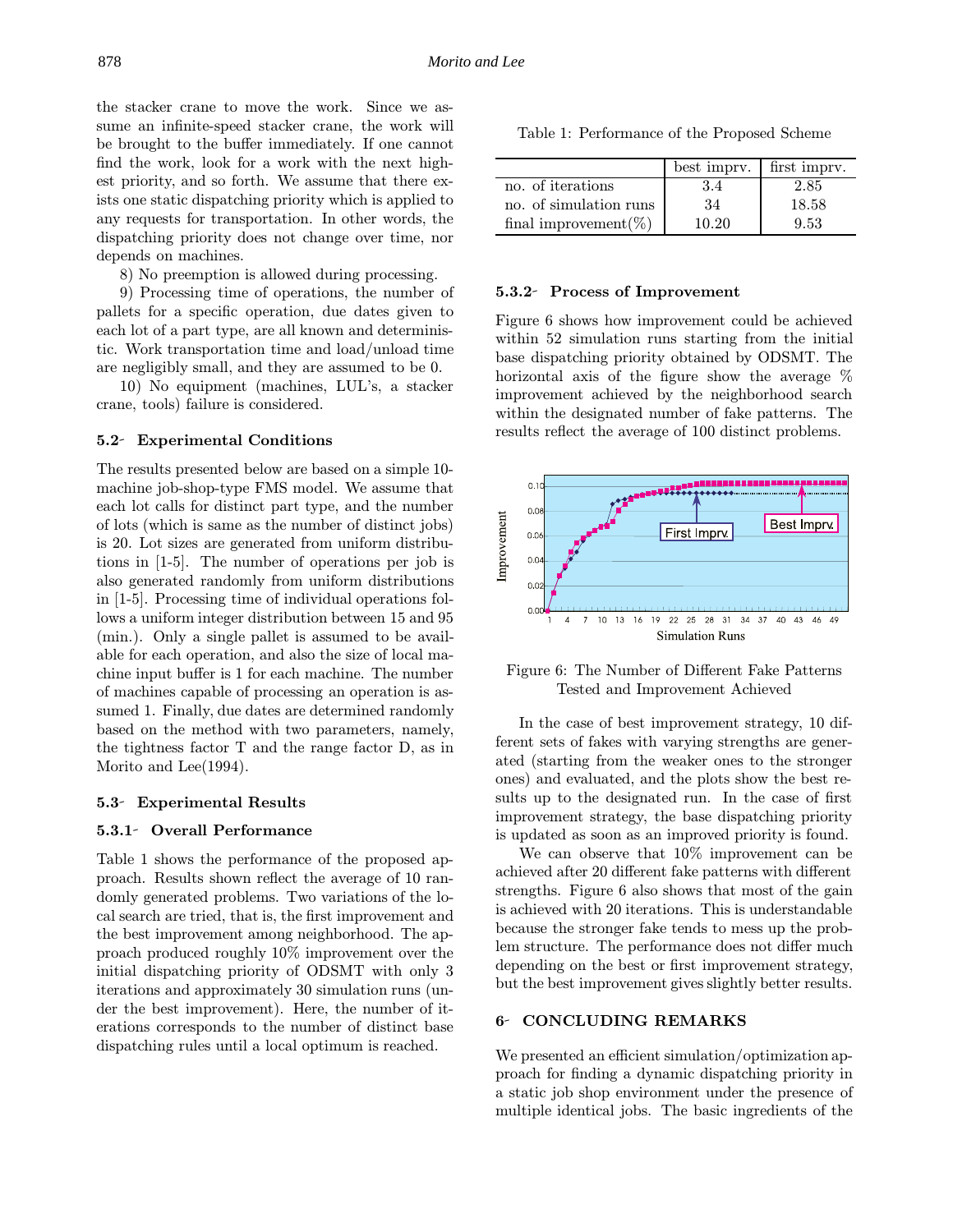the stacker crane to move the work. Since we assume an infinite-speed stacker crane, the work will be brought to the buffer immediately. If one cannot find the work, look for a work with the next highest priority, and so forth. We assume that there exists one static dispatching priority which is applied to any requests for transportation. In other words, the dispatching priority does not change over time, nor depends on machines.

8) No preemption is allowed during processing.

9) Processing time of operations, the number of pallets for a specific operation, due dates given to each lot of a part type, are all known and deterministic. Work transportation time and load/unload time are negligibly small, and they are assumed to be 0.

10) No equipment (machines, LUL's, a stacker crane, tools) failure is considered.

### 5.2- Experimental Conditions

The results presented below are based on a simple 10-machine job-shop-type FMS model. We assume that each lot calls for distinct part type, and the number of lots (which is same as the number of distinct jobs) is 20. Lot sizes are generated from uniform distributions in [1-5]. The number of operations per job is also generated randomly from uniform distributions in [1-5]. Processing time of individual operations follows a uniform integer distribution between 15 and 95 (min.). Only a single pallet is assumed to be available for each operation, and also the size of local machine input buffer is 1 for each machine. The number of machines capable of processing an operation is assumed 1. Finally, due dates are determined randomly based on the method with two parameters, namely, the tightness factor T and the range factor D, as in Morito and Lee(1994).

### 5.3- Experimental Results

#### 5.3.1- Overall Performance

Table 1 shows the performance of the proposed approach. Results shown reflect the average of 10 randomly generated problems. Two variations of the local search are tried, that is, the first improvement and the best improvement among neighborhood. The approach produced roughly 10% improvement over the initial dispatching priority of ODSMT with only 3 iterations and approximately 30 simulation runs (under the best improvement). Here, the number of iterations corresponds to the number of distinct base dispatching rules until a local optimum is reached.

Table 1: Performance of the Proposed Scheme

| | best imprv. | first imprv. |
|---|---|---|
| no. of iterations | 3.4 | 2.85 |
| no. of simulation runs | 34 | 18.58 |
| final improvement(%) | 10.20 | 9.53 |

#### 5.3.2- Process of Improvement

Figure 6 shows how improvement could be achieved within 52 simulation runs starting from the initial base dispatching priority obtained by ODSMT. The horizontal axis of the figure show the average % improvement achieved by the neighborhood search within the designated number of fake patterns. The results reflect the average of 100 distinct problems.

Figure 6: The Number of Different Fake Patterns Tested and Improvement Achieved

In the case of best improvement strategy, 10 different sets of fakes with varying strengths are generated (starting from the weaker ones to the stronger ones) and evaluated, and the plots show the best results up to the designated run. In the case of first improvement strategy, the base dispatching priority is updated as soon as an improved priority is found.

We can observe that 10% improvement can be achieved after 20 different fake patterns with different strengths. Figure 6 also shows that most of the gain is achieved with 20 iterations. This is understandable because the stronger fake tends to mess up the problem structure. The performance does not differ much depending on the best or first improvement strategy, but the best improvement gives slightly better results.

## 6- CONCLUDING REMARKS

We presented an efficient simulation/optimization approach for finding a dynamic dispatching priority in a static job shop environment under the presence of multiple identical jobs. The basic ingredients of the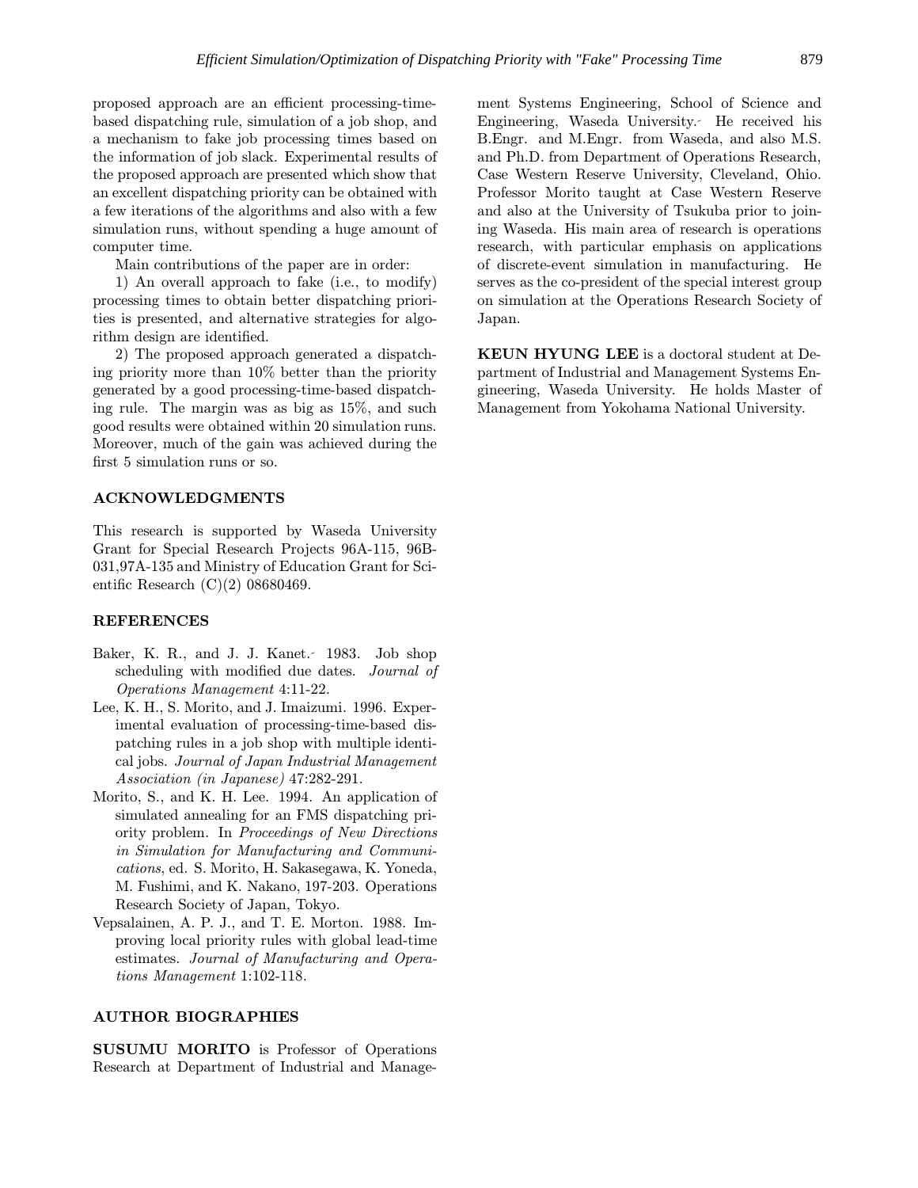proposed approach are an efficient processing-time-based dispatching rule, simulation of a job shop, and a mechanism to fake job processing times based on the information of job slack. Experimental results of the proposed approach are presented which show that an excellent dispatching priority can be obtained with a few iterations of the algorithms and also with a few simulation runs, without spending a huge amount of computer time.

Main contributions of the paper are in order:

1) An overall approach to fake (i.e., to modify) processing times to obtain better dispatching priorities is presented, and alternative strategies for algorithm design are identified.

2) The proposed approach generated a dispatching priority more than 10% better than the priority generated by a good processing-time-based dispatching rule. The margin was as big as 15%, and such good results were obtained within 20 simulation runs. Moreover, much of the gain was achieved during the first 5 simulation runs or so.

## ACKNOWLEDGMENTS

This research is supported by Waseda University Grant for Special Research Projects 96A-115, 96B-031,97A-135 and Ministry of Education Grant for Scientific Research (C)(2) 08680469.

## REFERENCES

Baker, K. R., and J. J. Kanet. 1983. Job shop scheduling with modified due dates. *Journal of Operations Management* 4:11-22.

Lee, K. H., S. Morito, and J. Imaizumi. 1996. Experimental evaluation of processing-time-based dispatching rules in a job shop with multiple identical jobs. *Journal of Japan Industrial Management Association (in Japanese)* 47:282-291.

Morito, S., and K. H. Lee. 1994. An application of simulated annealing for an FMS dispatching priority problem. In *Proceedings of New Directions in Simulation for Manufacturing and Communications*, ed. S. Morito, H. Sakasegawa, K. Yoneda, M. Fushimi, and K. Nakano, 197-203. Operations Research Society of Japan, Tokyo.

Vepsalainen, A. P. J., and T. E. Morton. 1988. Improving local priority rules with global lead-time estimates. *Journal of Manufacturing and Operations Management* 1:102-118.

## AUTHOR BIOGRAPHIES

**SUSUMU MORITO** is Professor of Operations Research at Department of Industrial and Management Systems Engineering, School of Science and Engineering, Waseda University. He received his B.Engr. and M.Engr. from Waseda, and also M.S. and Ph.D. from Department of Operations Research, Case Western Reserve University, Cleveland, Ohio. Professor Morito taught at Case Western Reserve and also at the University of Tsukuba prior to joining Waseda. His main area of research is operations research, with particular emphasis on applications of discrete-event simulation in manufacturing. He serves as the co-president of the special interest group on simulation at the Operations Research Society of Japan.

**KEUN HYUNG LEE** is a doctoral student at Department of Industrial and Management Systems Engineering, Waseda University. He holds Master of Management from Yokohama National University.